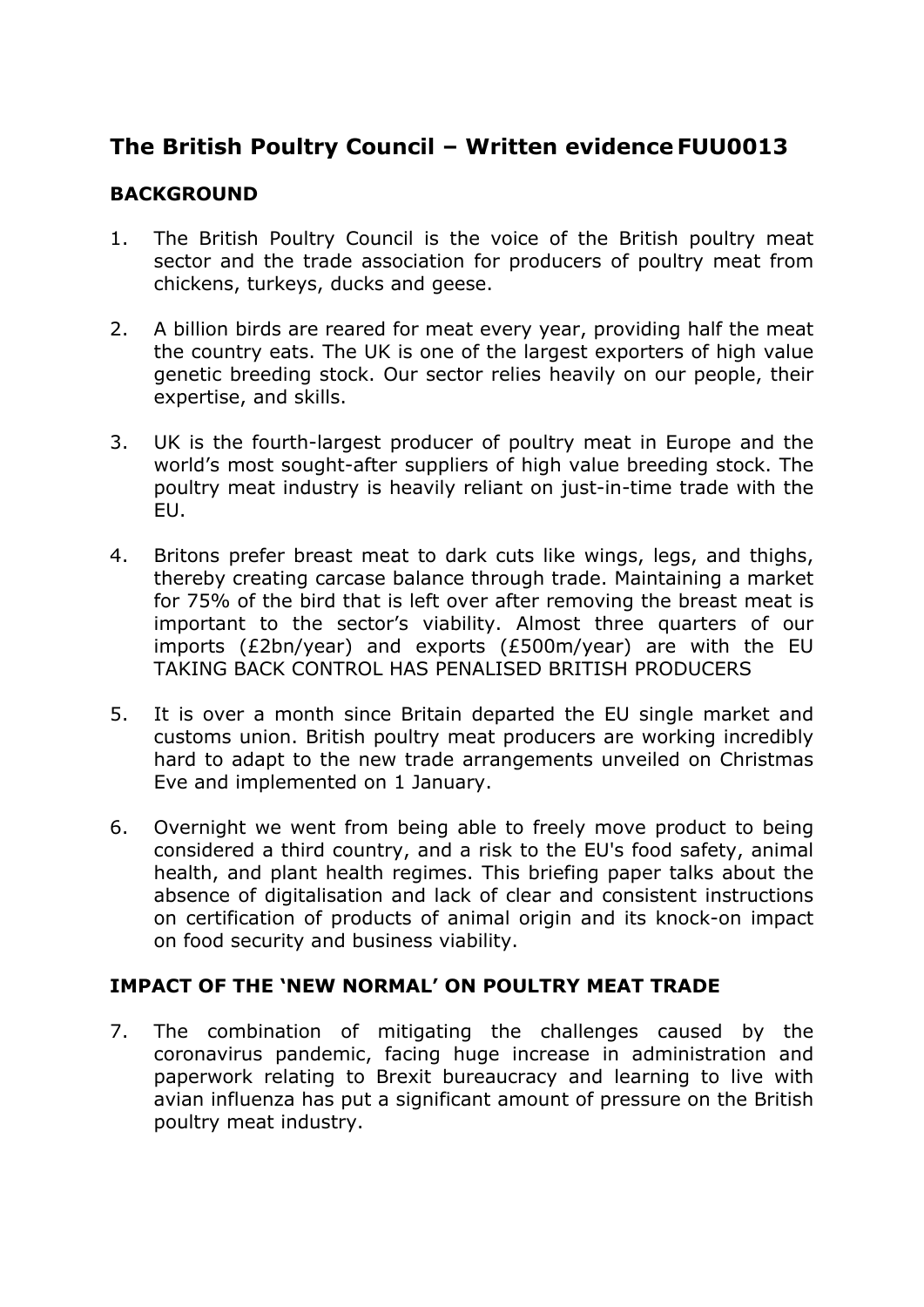# The British Poultry Council – Written evidence FUU0013

## BACKGROUND

1. The British Poultry Council is the voice of the British poultry meat sector and the trade association for producers of poultry meat from chickens, turkeys, ducks and geese.

2. A billion birds are reared for meat every year, providing half the meat the country eats. The UK is one of the largest exporters of high value genetic breeding stock. Our sector relies heavily on our people, their expertise, and skills.

3. UK is the fourth-largest producer of poultry meat in Europe and the world's most sought-after suppliers of high value breeding stock. The poultry meat industry is heavily reliant on just-in-time trade with the EU.

4. Britons prefer breast meat to dark cuts like wings, legs, and thighs, thereby creating carcase balance through trade. Maintaining a market for 75% of the bird that is left over after removing the breast meat is important to the sector's viability. Almost three quarters of our imports (£2bn/year) and exports (£500m/year) are with the EU TAKING BACK CONTROL HAS PENALISED BRITISH PRODUCERS

5. It is over a month since Britain departed the EU single market and customs union. British poultry meat producers are working incredibly hard to adapt to the new trade arrangements unveiled on Christmas Eve and implemented on 1 January.

6. Overnight we went from being able to freely move product to being considered a third country, and a risk to the EU's food safety, animal health, and plant health regimes. This briefing paper talks about the absence of digitalisation and lack of clear and consistent instructions on certification of products of animal origin and its knock-on impact on food security and business viability.

## IMPACT OF THE 'NEW NORMAL' ON POULTRY MEAT TRADE

7. The combination of mitigating the challenges caused by the coronavirus pandemic, facing huge increase in administration and paperwork relating to Brexit bureaucracy and learning to live with avian influenza has put a significant amount of pressure on the British poultry meat industry.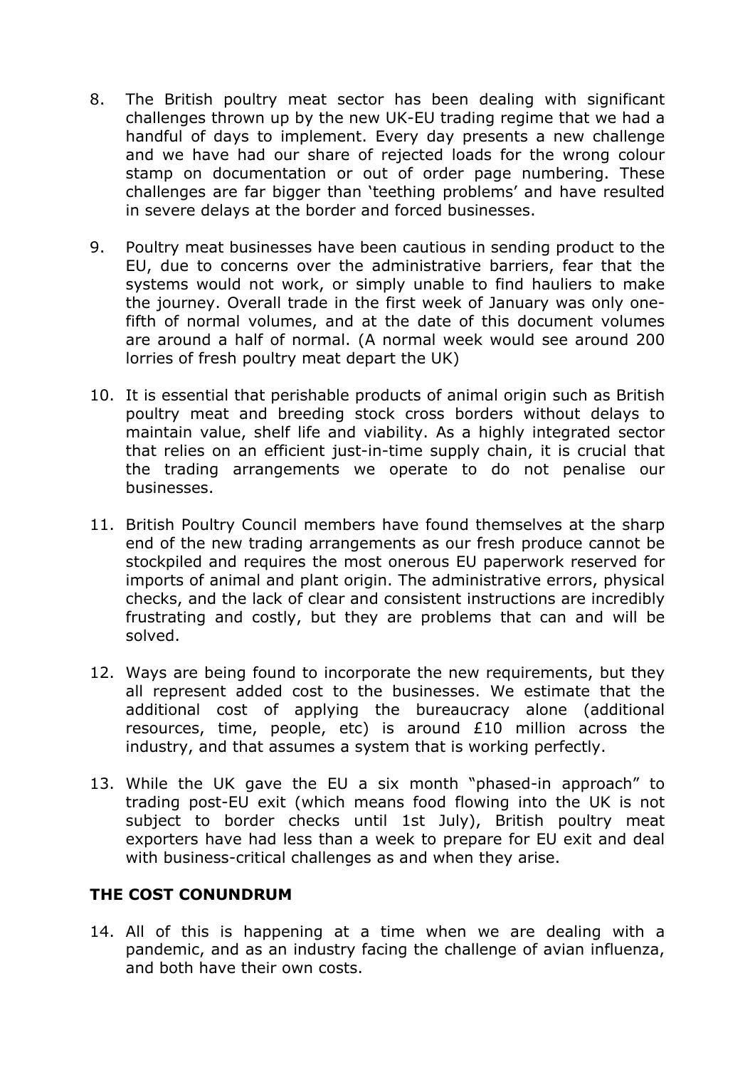8. The British poultry meat sector has been dealing with significant challenges thrown up by the new UK-EU trading regime that we had a handful of days to implement. Every day presents a new challenge and we have had our share of rejected loads for the wrong colour stamp on documentation or out of order page numbering. These challenges are far bigger than 'teething problems' and have resulted in severe delays at the border and forced businesses.

9. Poultry meat businesses have been cautious in sending product to the EU, due to concerns over the administrative barriers, fear that the systems would not work, or simply unable to find hauliers to make the journey. Overall trade in the first week of January was only one-fifth of normal volumes, and at the date of this document volumes are around a half of normal. (A normal week would see around 200 lorries of fresh poultry meat depart the UK)

10. It is essential that perishable products of animal origin such as British poultry meat and breeding stock cross borders without delays to maintain value, shelf life and viability. As a highly integrated sector that relies on an efficient just-in-time supply chain, it is crucial that the trading arrangements we operate to do not penalise our businesses.

11. British Poultry Council members have found themselves at the sharp end of the new trading arrangements as our fresh produce cannot be stockpiled and requires the most onerous EU paperwork reserved for imports of animal and plant origin. The administrative errors, physical checks, and the lack of clear and consistent instructions are incredibly frustrating and costly, but they are problems that can and will be solved.

12. Ways are being found to incorporate the new requirements, but they all represent added cost to the businesses. We estimate that the additional cost of applying the bureaucracy alone (additional resources, time, people, etc) is around £10 million across the industry, and that assumes a system that is working perfectly.

13. While the UK gave the EU a six month "phased-in approach" to trading post-EU exit (which means food flowing into the UK is not subject to border checks until 1st July), British poultry meat exporters have had less than a week to prepare for EU exit and deal with business-critical challenges as and when they arise.

## THE COST CONUNDRUM

14. All of this is happening at a time when we are dealing with a pandemic, and as an industry facing the challenge of avian influenza, and both have their own costs.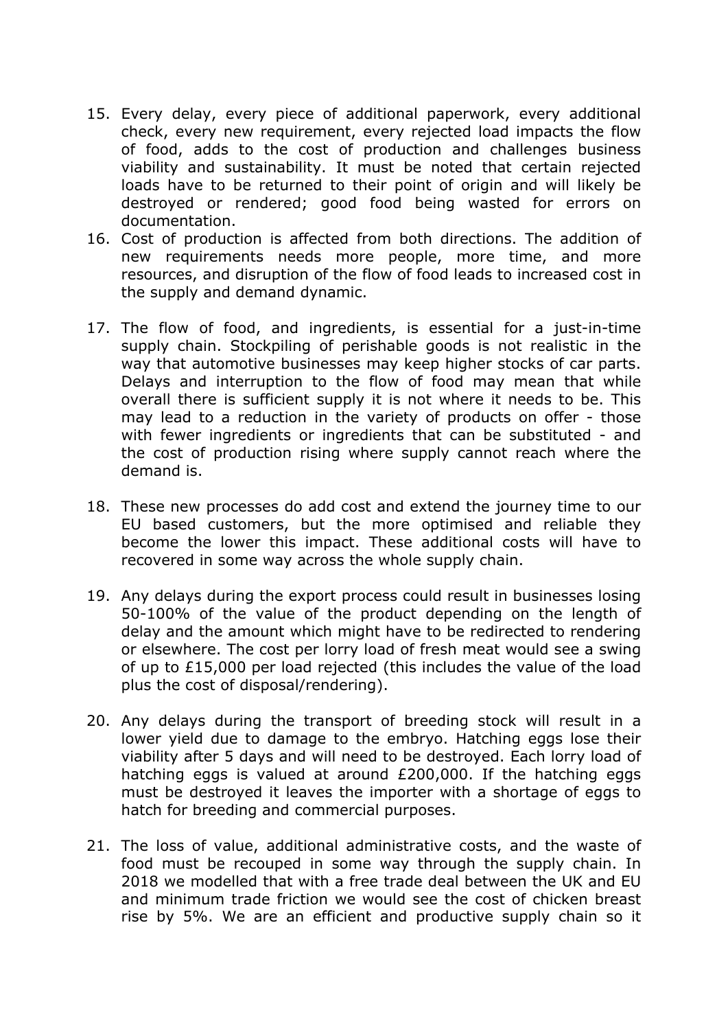15. Every delay, every piece of additional paperwork, every additional check, every new requirement, every rejected load impacts the flow of food, adds to the cost of production and challenges business viability and sustainability. It must be noted that certain rejected loads have to be returned to their point of origin and will likely be destroyed or rendered; good food being wasted for errors on documentation.
16. Cost of production is affected from both directions. The addition of new requirements needs more people, more time, and more resources, and disruption of the flow of food leads to increased cost in the supply and demand dynamic.
17. The flow of food, and ingredients, is essential for a just-in-time supply chain. Stockpiling of perishable goods is not realistic in the way that automotive businesses may keep higher stocks of car parts. Delays and interruption to the flow of food may mean that while overall there is sufficient supply it is not where it needs to be. This may lead to a reduction in the variety of products on offer - those with fewer ingredients or ingredients that can be substituted - and the cost of production rising where supply cannot reach where the demand is.
18. These new processes do add cost and extend the journey time to our EU based customers, but the more optimised and reliable they become the lower this impact. These additional costs will have to recovered in some way across the whole supply chain.
19. Any delays during the export process could result in businesses losing 50-100% of the value of the product depending on the length of delay and the amount which might have to be redirected to rendering or elsewhere. The cost per lorry load of fresh meat would see a swing of up to £15,000 per load rejected (this includes the value of the load plus the cost of disposal/rendering).
20. Any delays during the transport of breeding stock will result in a lower yield due to damage to the embryo. Hatching eggs lose their viability after 5 days and will need to be destroyed. Each lorry load of hatching eggs is valued at around £200,000. If the hatching eggs must be destroyed it leaves the importer with a shortage of eggs to hatch for breeding and commercial purposes.
21. The loss of value, additional administrative costs, and the waste of food must be recouped in some way through the supply chain. In 2018 we modelled that with a free trade deal between the UK and EU and minimum trade friction we would see the cost of chicken breast rise by 5%. We are an efficient and productive supply chain so it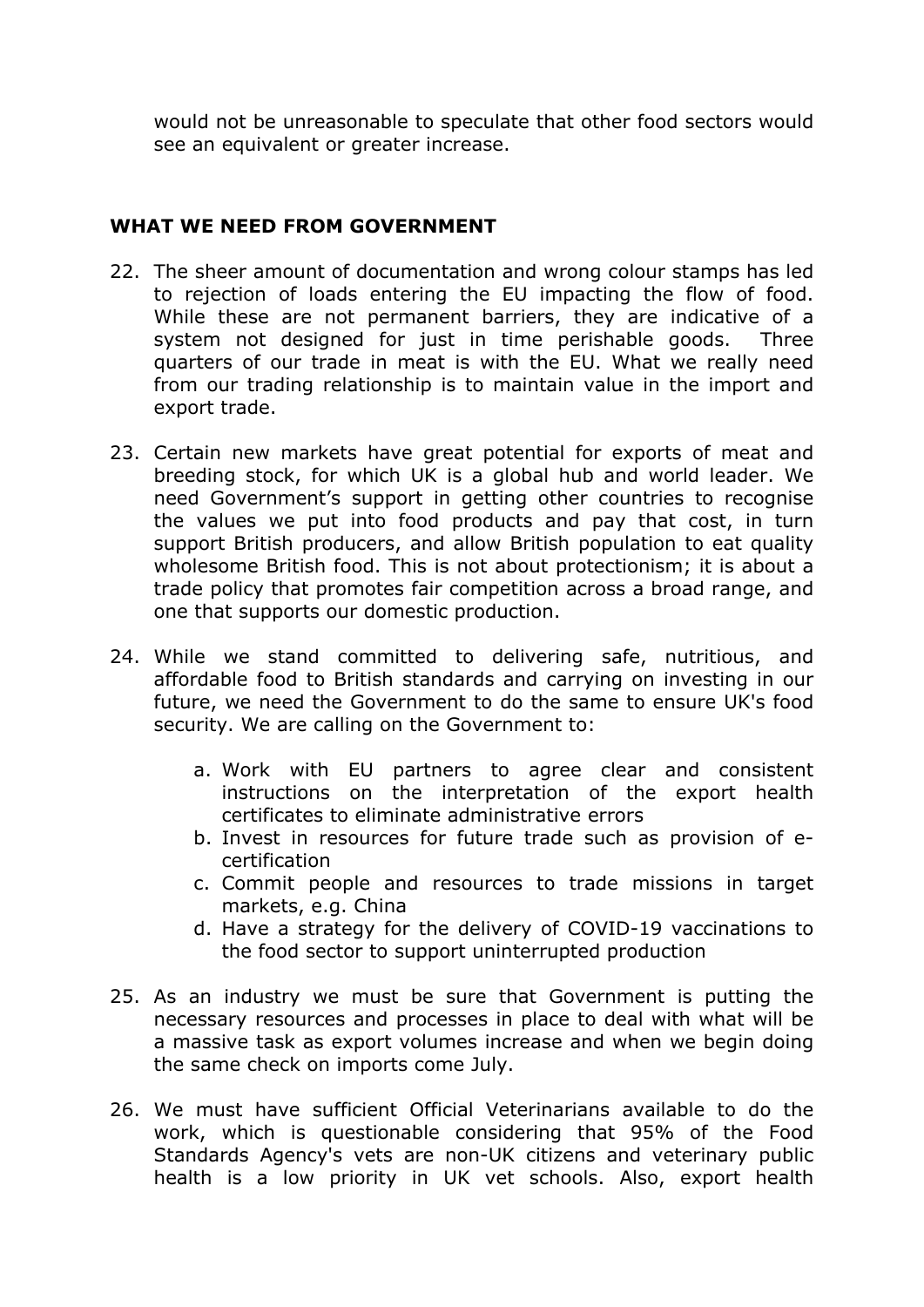would not be unreasonable to speculate that other food sectors would see an equivalent or greater increase.

## WHAT WE NEED FROM GOVERNMENT

22. The sheer amount of documentation and wrong colour stamps has led to rejection of loads entering the EU impacting the flow of food. While these are not permanent barriers, they are indicative of a system not designed for just in time perishable goods. Three quarters of our trade in meat is with the EU. What we really need from our trading relationship is to maintain value in the import and export trade.

23. Certain new markets have great potential for exports of meat and breeding stock, for which UK is a global hub and world leader. We need Government's support in getting other countries to recognise the values we put into food products and pay that cost, in turn support British producers, and allow British population to eat quality wholesome British food. This is not about protectionism; it is about a trade policy that promotes fair competition across a broad range, and one that supports our domestic production.

24. While we stand committed to delivering safe, nutritious, and affordable food to British standards and carrying on investing in our future, we need the Government to do the same to ensure UK's food security. We are calling on the Government to:

    a. Work with EU partners to agree clear and consistent instructions on the interpretation of the export health certificates to eliminate administrative errors
    b. Invest in resources for future trade such as provision of e-certification
    c. Commit people and resources to trade missions in target markets, e.g. China
    d. Have a strategy for the delivery of COVID-19 vaccinations to the food sector to support uninterrupted production

25. As an industry we must be sure that Government is putting the necessary resources and processes in place to deal with what will be a massive task as export volumes increase and when we begin doing the same check on imports come July.

26. We must have sufficient Official Veterinarians available to do the work, which is questionable considering that 95% of the Food Standards Agency's vets are non-UK citizens and veterinary public health is a low priority in UK vet schools. Also, export health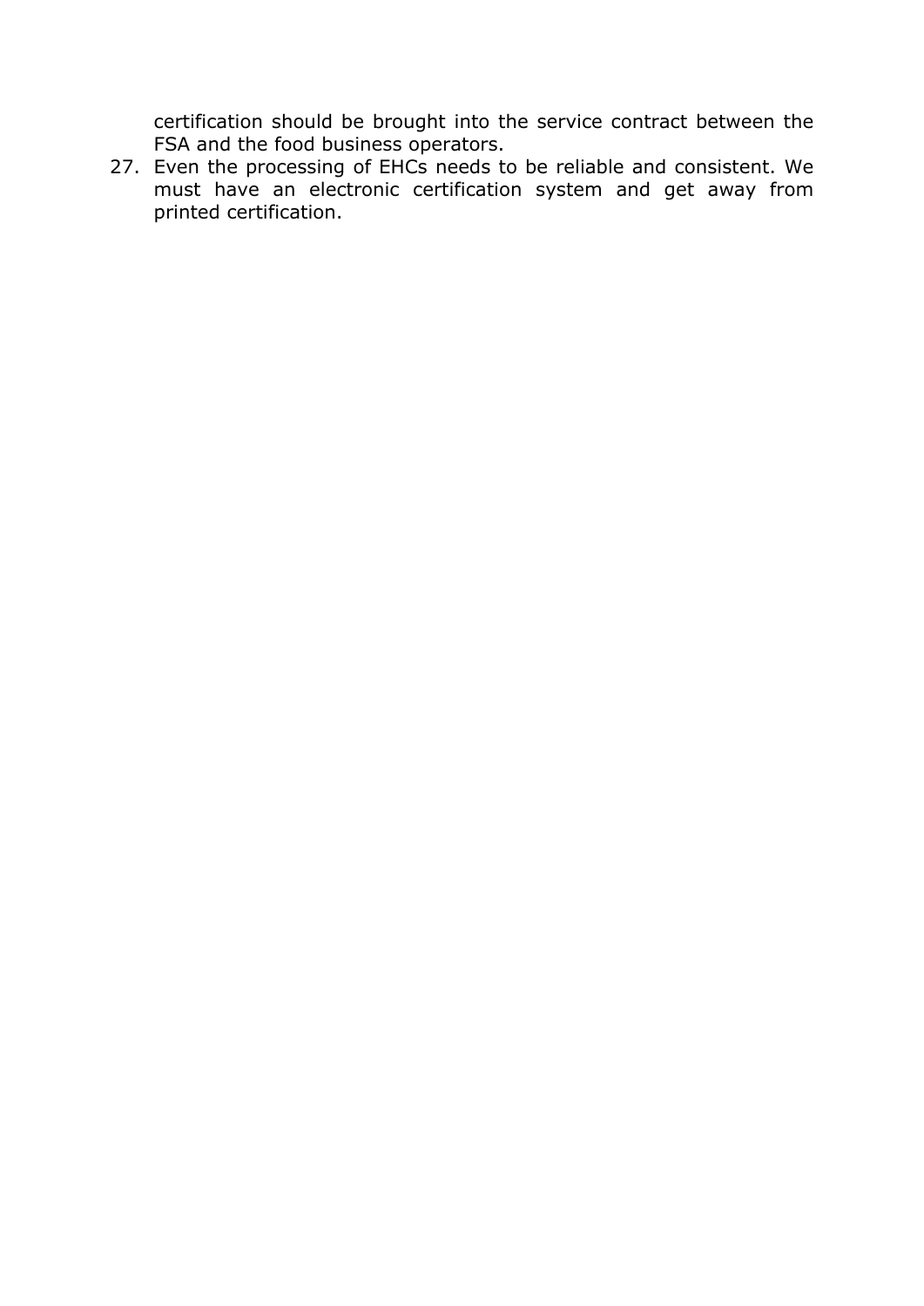certification should be brought into the service contract between the FSA and the food business operators.

27. Even the processing of EHCs needs to be reliable and consistent. We must have an electronic certification system and get away from printed certification.